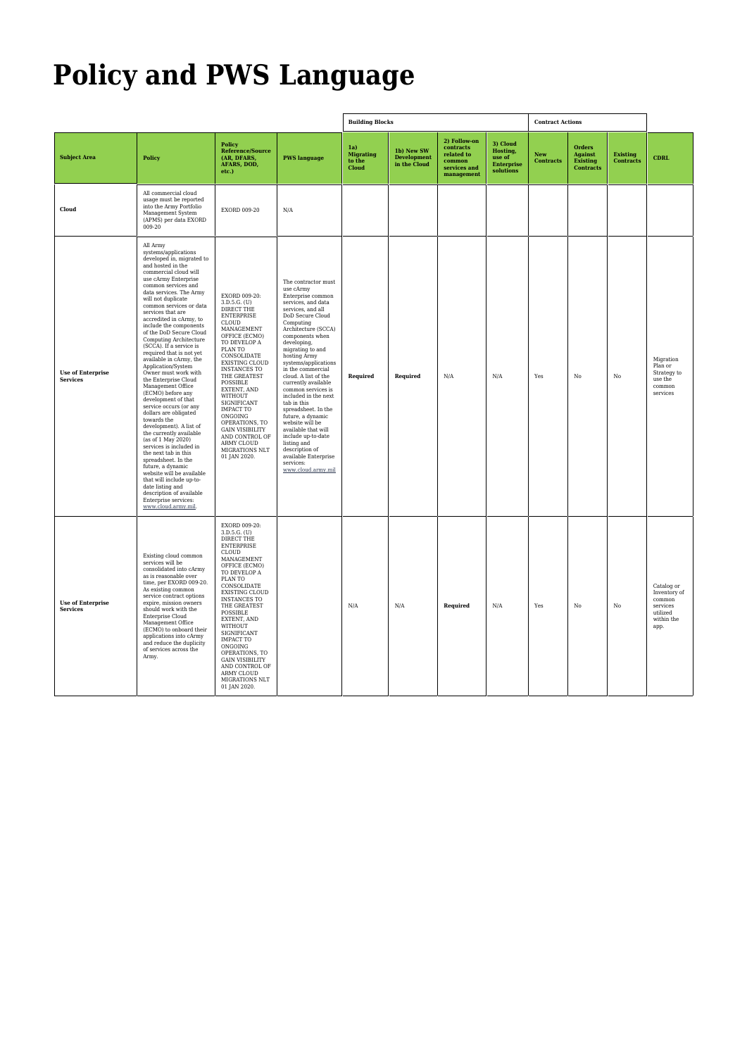# Policy and PWS Language

| | | | | Building Blocks | | | | Contract Actions | | | |
|---|---|---|---|---|---|---|---|---|---|---|---|
| **Subject Area** | **Policy** | **Policy Reference/Source (AR, DFARS, AFARS, DOD, etc.)** | **PWS language** | **1a) Migrating to the Cloud** | **1b) New SW Development in the Cloud** | **2) Follow-on contracts related to common services and management** | **3) Cloud Hosting, use of Enterprise solutions** | **New Contracts** | **Orders Against Existing Contracts** | **Existing Contracts** | **CDRL** |
| **Cloud** | All commercial cloud usage must be reported into the Army Portfolio Management System (APMS) per data EXORD 009-20 | EXORD 009-20 | N/A | | | | | | | | |
| **Use of Enterprise Services** | All Army systems/applications developed in, migrated to and hosted in the commercial cloud will use cArmy Enterprise common services and data services. The Army will not duplicate common services or data services that are accredited in cArmy, to include the components of the DoD Secure Cloud Computing Architecture (SCCA). If a service is required that is not yet available in cArmy, the Application/System Owner must work with the Enterprise Cloud Management Office (ECMO) before any development of that service occurs (or any dollars are obligated towards the development). A list of the currently available (as of 1 May 2020) services is included in the next tab in this spreadsheet. In the future, a dynamic website will be available that will include up-to-date listing and description of available Enterprise services: www.cloud.army.mil. | EXORD 009-20: 3.D.5.G. (U) DIRECT THE ENTERPRISE CLOUD MANAGEMENT OFFICE (ECMO) TO DEVELOP A PLAN TO CONSOLIDATE EXISTING CLOUD INSTANCES TO THE GREATEST POSSIBLE EXTENT, AND WITHOUT SIGNIFICANT IMPACT TO ONGOING OPERATIONS, TO GAIN VISIBILITY AND CONTROL OF ARMY CLOUD MIGRATIONS NLT 01 JAN 2020. | The contractor must use cArmy Enterprise common services, and data services, and all DoD Secure Cloud Computing Architecture (SCCA) components when developing, migrating to and hosting Army systems/applications in the commercial cloud. A list of the currently available common services is included in the next tab in this spreadsheet. In the future, a dynamic website will be available that will include up-to-date listing and description of available Enterprise services: www.cloud.army.mil | **Required** | **Required** | N/A | N/A | Yes | No | No | Migration Plan or Strategy to use the common services |
| **Use of Enterprise Services** | Existing cloud common services will be consolidated into cArmy as is reasonable over time, per EXORD 009-20. As existing common service contract options expire, mission owners should work with the Enterprise Cloud Management Office (ECMO) to onboard their applications into cArmy and reduce the duplicity of services across the Army. | EXORD 009-20: 3.D.5.G. (U) DIRECT THE ENTERPRISE CLOUD MANAGEMENT OFFICE (ECMO) TO DEVELOP A PLAN TO CONSOLIDATE EXISTING CLOUD INSTANCES TO THE GREATEST POSSIBLE EXTENT, AND WITHOUT SIGNIFICANT IMPACT TO ONGOING OPERATIONS, TO GAIN VISIBILITY AND CONTROL OF ARMY CLOUD MIGRATIONS NLT 01 JAN 2020. | | N/A | N/A | **Required** | N/A | Yes | No | No | Catalog or Inventory of common services utilized within the app. |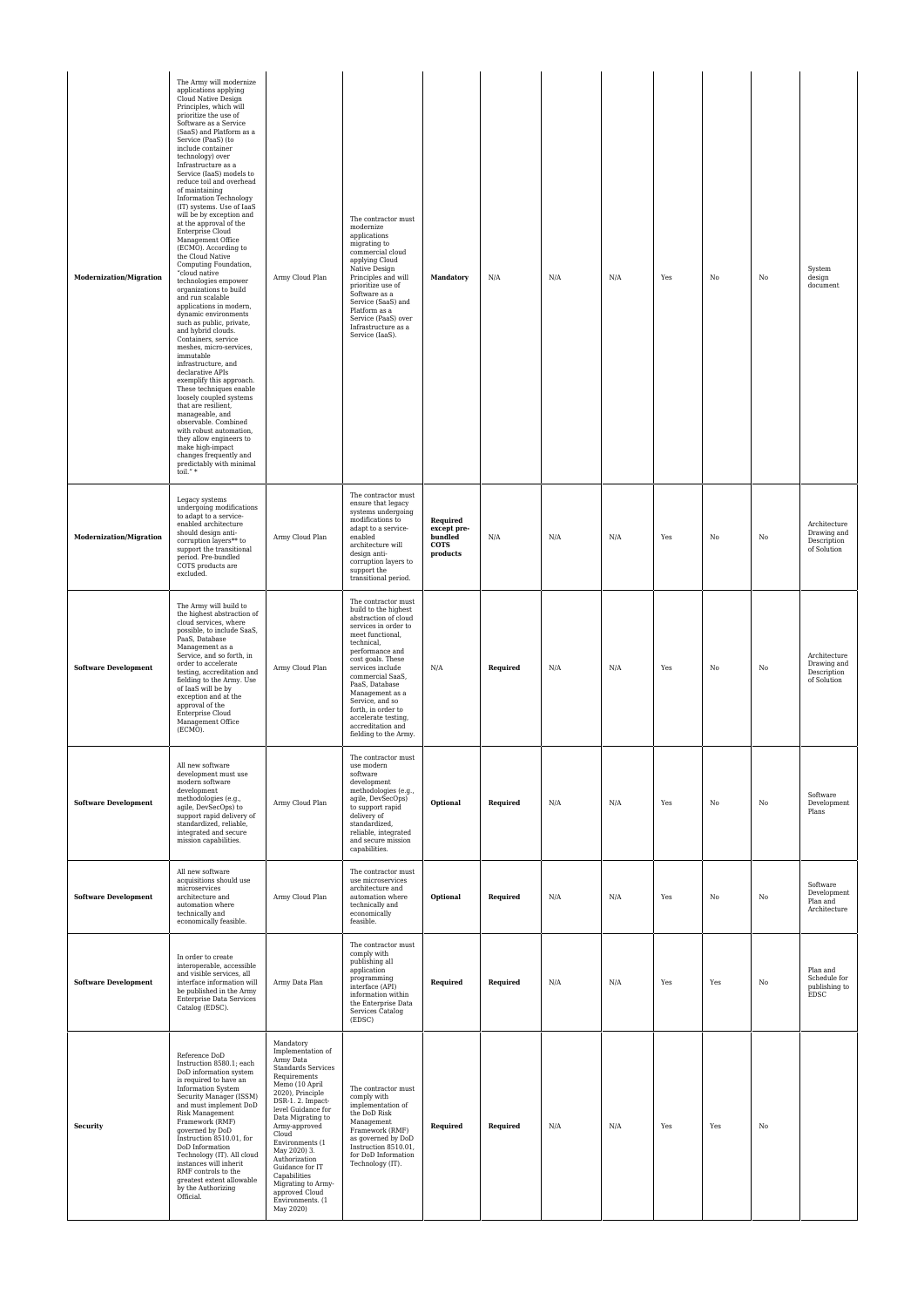| Modernization/Migration | The Army will modernize applications applying Cloud Native Design Principles, which will prioritize the use of Software as a Service (SaaS) and Platform as a Service (PaaS) (to include container technology) over Infrastructure as a Service (IaaS) models to reduce toil and overhead of maintaining Information Technology (IT) systems. Use of IaaS will be by exception and at the approval of the Enterprise Cloud Management Office (ECMO). According to the Cloud Native Computing Foundation, "cloud native technologies empower organizations to build and run scalable applications in modern, dynamic environments such as public, private, and hybrid clouds. Containers, service meshes, micro-services, immutable infrastructure, and declarative APIs exemplify this approach. These techniques enable loosely coupled systems that are resilient, manageable, and observable. Combined with robust automation, they allow engineers to make high-impact changes frequently and predictably with minimal toil." * | Army Cloud Plan | The contractor must modernize applications migrating to commercial cloud applying Cloud Native Design Principles and will prioritize use of Software as a Service (SaaS) and Platform as a Service (PaaS) over Infrastructure as a Service (IaaS). | **Mandatory** | N/A | N/A | N/A | Yes | No | No | System design document |
|---|---|---|---|---|---|---|---|---|---|---|---|
| Modernization/Migration | Legacy systems undergoing modifications to adapt to a service-enabled architecture should design anti-corruption layers** to support the transitional period. Pre-bundled COTS products are excluded. | Army Cloud Plan | The contractor must ensure that legacy systems undergoing modifications to adapt to a service-enabled architecture will design anti-corruption layers to support the transitional period. | **Required except pre-bundled COTS products** | N/A | N/A | N/A | Yes | No | No | Architecture Drawing and Description of Solution |
| Software Development | The Army will build to the highest abstraction of cloud services, where possible, to include SaaS, PaaS, Database Management as a Service, and so forth, in order to accelerate testing, accreditation and fielding to the Army. Use of IaaS will be by exception and at the approval of the Enterprise Cloud Management Office (ECMO). | Army Cloud Plan | The contractor must build to the highest abstraction of cloud services in order to meet functional, technical, performance and cost goals. These services include commercial SaaS, PaaS, Database Management as a Service, and so forth, in order to accelerate testing, accreditation and fielding to the Army. | N/A | **Required** | N/A | N/A | Yes | No | No | Architecture Drawing and Description of Solution |
| Software Development | All new software development must use modern software development methodologies (e.g., agile, DevSecOps) to support rapid delivery of standardized, reliable, integrated and secure mission capabilities. | Army Cloud Plan | The contractor must use modern software development methodologies (e.g., agile, DevSecOps) to support rapid delivery of standardized, reliable, integrated and secure mission capabilities. | **Optional** | **Required** | N/A | N/A | Yes | No | No | Software Development Plans |
| Software Development | All new software acquisitions should use microservices architecture and automation where technically and economically feasible. | Army Cloud Plan | The contractor must use microservices architecture and automation where technically and economically feasible. | **Optional** | **Required** | N/A | N/A | Yes | No | No | Software Development Plan and Architecture |
| Software Development | In order to create interoperable, accessible and visible services, all interface information will be published in the Army Enterprise Data Services Catalog (EDSC). | Army Data Plan | The contractor must comply with publishing all application programming interface (API) information within the Enterprise Data Services Catalog (EDSC) | **Required** | **Required** | N/A | N/A | Yes | Yes | No | Plan and Schedule for publishing to EDSC |
| Security | Reference DoD Instruction 8580.1; each DoD information system is required to have an Information System Security Manager (ISSM) and must implement DoD Risk Management Framework (RMF) governed by DoD Instruction 8510.01, for DoD Information Technology (IT). All cloud instances will inherit RMF controls to the greatest extent allowable by the Authorizing Official. | Mandatory Implementation of Army Data Standards Services Requirements Memo (10 April 2020), Principle DSR-1. 2. Impact-level Guidance for Data Migrating to Army-approved Cloud Environments (1 May 2020) 3. Authorization Guidance for IT Capabilities Migrating to Army-approved Cloud Environments. (1 May 2020) | The contractor must comply with implementation of the DoD Risk Management Framework (RMF) as governed by DoD Instruction 8510.01, for DoD Information Technology (IT). | **Required** | **Required** | N/A | N/A | Yes | Yes | No | |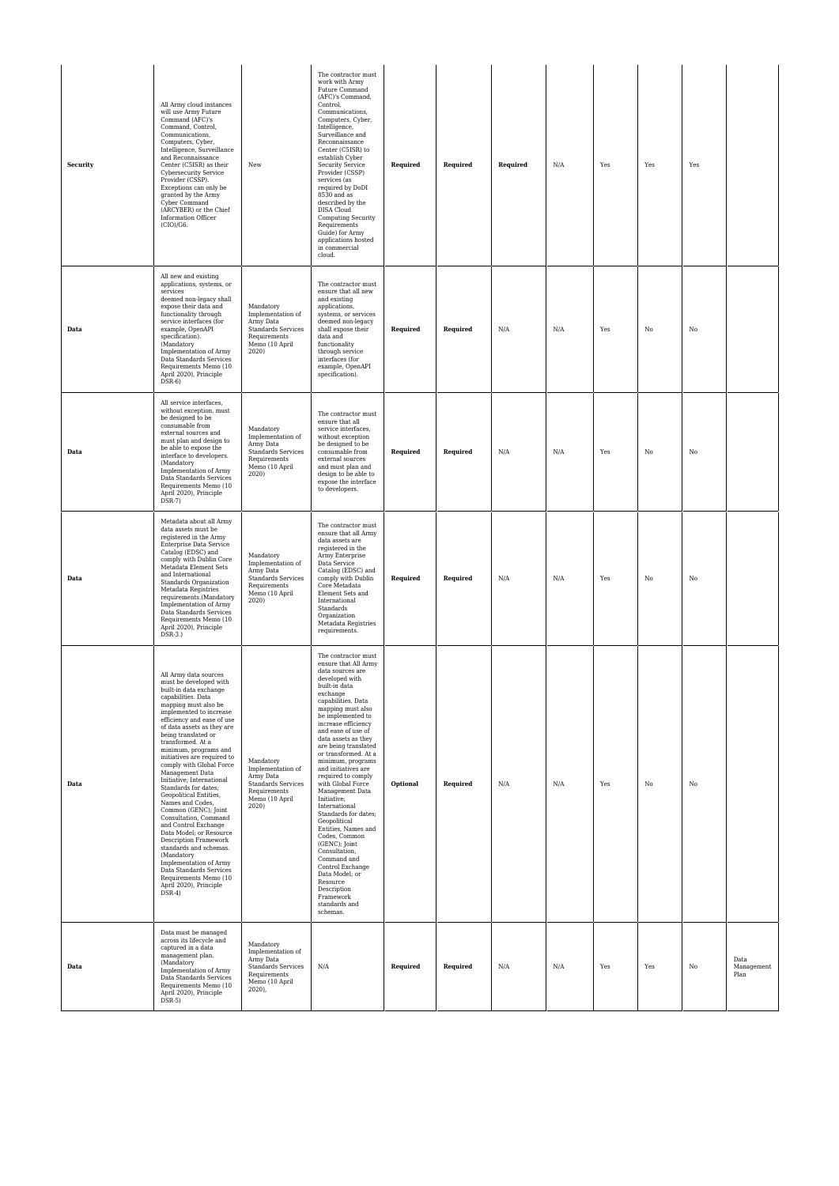| | | | | | | | | | | | |
|---|---|---|---|---|---|---|---|---|---|---|---|
| **Security** | All Army cloud instances will use Army Future Command (AFC)'s Command, Control, Communications, Computers, Cyber, Intelligence, Surveillance and Reconnaissance Center (C5ISR) as their Cybersecurity Service Provider (CSSP). Exceptions can only be granted by the Army Cyber Command (ARCYBER) or the Chief Information Officer (CIO)/G6. | New | The contractor must work with Army Future Command (AFC)'s Command, Control, Communications, Computers, Cyber, Intelligence, Surveillance and Reconnaissance Center (C5ISR) to establish Cyber Security Service Provider (CSSP) services (as required by DoDI 8530 and as described by the DISA Cloud Computing Security Requirements Guide) for Army applications hosted in commercial cloud. | **Required** | **Required** | **Required** | N/A | Yes | Yes | Yes | |
| **Data** | All new and existing applications, systems, or services deemed non-legacy shall expose their data and functionality through service interfaces (for example, OpenAPI specification). (Mandatory Implementation of Army Data Standards Services Requirements Memo (10 April 2020), Principle DSR-6) | Mandatory Implementation of Army Data Standards Services Requirements Memo (10 April 2020) | The contractor must ensure that all new and existing applications, systems, or services deemed non-legacy shall expose their data and functionality through service interfaces (for example, OpenAPI specification). | **Required** | **Required** | N/A | N/A | Yes | No | No | |
| **Data** | All service interfaces, without exception, must be designed to be consumable from external sources and must plan and design to be able to expose the interface to developers. (Mandatory Implementation of Army Data Standards Services Requirements Memo (10 April 2020), Principle DSR-7) | Mandatory Implementation of Army Data Standards Services Requirements Memo (10 April 2020) | The contractor must ensure that all service interfaces, without exception be designed to be consumable from external sources and must plan and design to be able to expose the interface to developers. | **Required** | **Required** | N/A | N/A | Yes | No | No | |
| **Data** | Metadata about all Army data assets must be registered in the Army Enterprise Data Service Catalog (EDSC) and comply with Dublin Core Metadata Element Sets and International Standards Organization Metadata Registries requirements.(Mandatory Implementation of Army Data Standards Services Requirements Memo (10 April 2020), Principle DSR-3.) | Mandatory Implementation of Army Data Standards Services Requirements Memo (10 April 2020) | The contractor must ensure that all Army data assets are registered in the Army Enterprise Data Service Catalog (EDSC) and comply with Dublin Core Metadata Element Sets and International Standards Organization Metadata Registries requirements. | **Required** | **Required** | N/A | N/A | Yes | No | No | |
| **Data** | All Army data sources must be developed with built-in data exchange capabilities. Data mapping must also be implemented to increase efficiency and ease of use of data assets as they are being translated or transformed. At a minimum, programs and initiatives are required to comply with Global Force Management Data Initiative; International Standards for dates; Geopolitical Entities, Names and Codes, Common (GENC); Joint Consultation, Command and Control Exchange Data Model; or Resource Description Framework standards and schemas. (Mandatory Implementation of Army Data Standards Services Requirements Memo (10 April 2020), Principle DSR-4) | Mandatory Implementation of Army Data Standards Services Requirements Memo (10 April 2020) | The contractor must ensure that All Army data sources are developed with built-in data exchange capabilities. Data mapping must also be implemented to increase efficiency and ease of use of data assets as they are being translated or transformed. At a minimum, programs and initiatives are required to comply with Global Force Management Data Initiative; International Standards for dates; Geopolitical Entities, Names and Codes, Common (GENC); Joint Consultation, Command and Control Exchange Data Model; or Resource Description Framework standards and schemas. | **Optional** | **Required** | N/A | N/A | Yes | No | No | |
| **Data** | Data must be managed across its lifecycle and captured in a data management plan. (Mandatory Implementation of Army Data Standards Services Requirements Memo (10 April 2020), Principle DSR-5) | Mandatory Implementation of Army Data Standards Services Requirements Memo (10 April 2020), | N/A | **Required** | **Required** | N/A | N/A | Yes | Yes | No | Data Management Plan |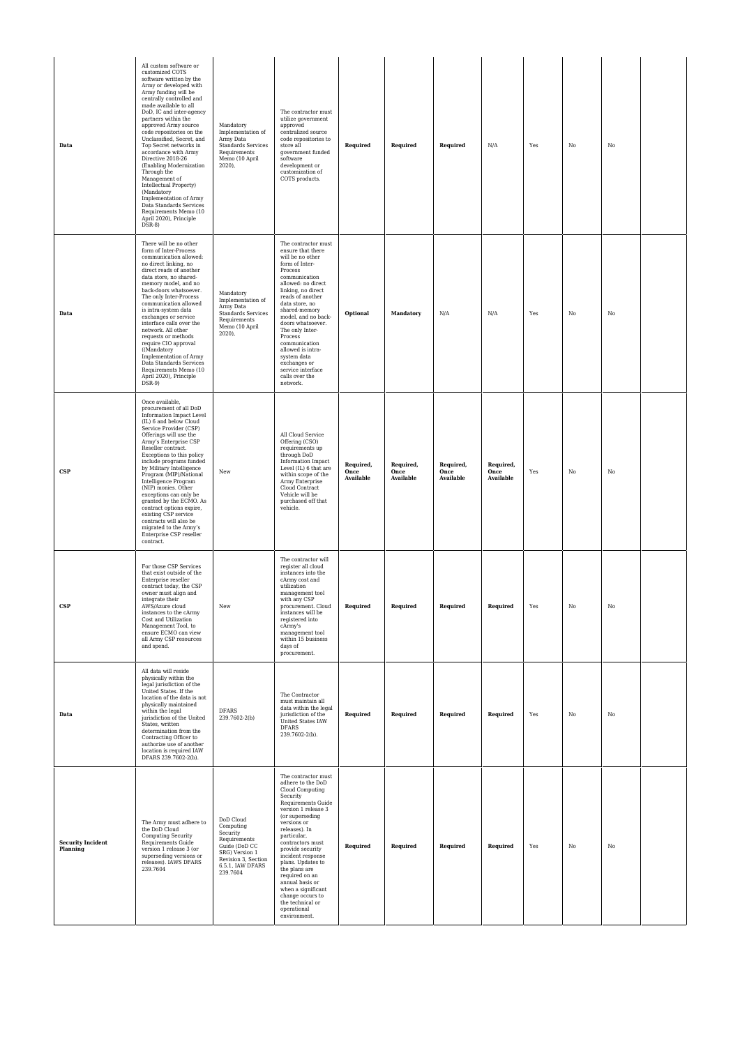| | | | | | | | | | | | |
|---|---|---|---|---|---|---|---|---|---|---|---|
| **Data** | All custom software or customized COTS software written by the Army or developed with Army funding will be centrally controlled and made available to all DoD, IC and inter-agency partners within the approved Army source code repositories on the Unclassified, Secret, and Top Secret networks in accordance with Army Directive 2018-26 (Enabling Modernization Through the Management of Intellectual Property) (Mandatory Implementation of Army Data Standards Services Requirements Memo (10 April 2020), Principle DSR-8) | Mandatory Implementation of Army Data Standards Services Requirements Memo (10 April 2020), | The contractor must utilize government approved centralized source code repositories to store all government funded software development or customization of COTS products. | **Required** | **Required** | **Required** | N/A | Yes | No | No | |
| **Data** | There will be no other form of Inter-Process communication allowed: no direct linking, no direct reads of another data store, no shared-memory model, and no back-doors whatsoever. The only Inter-Process communication allowed is intra-system data exchanges or service interface calls over the network. All other requests or methods require CIO approval ((Mandatory Implementation of Army Data Standards Services Requirements Memo (10 April 2020), Principle DSR-9) | Mandatory Implementation of Army Data Standards Services Requirements Memo (10 April 2020), | The contractor must ensure that there will be no other form of Inter-Process communication allowed: no direct linking, no direct reads of another data store, no shared-memory model, and no back-doors whatsoever. The only Inter-Process communication allowed is intra-system data exchanges or service interface calls over the network. | **Optional** | **Mandatory** | N/A | N/A | Yes | No | No | |
| **CSP** | Once available, procurement of all DoD Information Impact Level (IL) 6 and below Cloud Service Provider (CSP) Offerings will use the Army's Enterprise CSP Reseller contract. Exceptions to this policy include programs funded by Military Intelligence Program (MIP)/National Intelligence Program (NIP) monies. Other exceptions can only be granted by the ECMO. As contract options expire, existing CSP service contracts will also be migrated to the Army's Enterprise CSP reseller contract. | New | All Cloud Service Offering (CSO) requirements up through DoD Information Impact Level (IL) 6 that are within scope of the Army Enterprise Cloud Contract Vehicle will be purchased off that vehicle. | **Required, Once Available** | **Required, Once Available** | **Required, Once Available** | **Required, Once Available** | Yes | No | No | |
| **CSP** | For those CSP Services that exist outside of the Enterprise reseller contract today, the CSP owner must align and integrate their AWS/Azure cloud instances to the cArmy Cost and Utilization Management Tool, to ensure ECMO can view all Army CSP resources and spend. | New | The contractor will register all cloud instances into the cArmy cost and utilization management tool with any CSP procurement. Cloud instances will be registered into cArmy's management tool within 15 business days of procurement. | **Required** | **Required** | **Required** | **Required** | Yes | No | No | |
| **Data** | All data will reside physically within the legal jurisdiction of the United States. If the location of the data is not physically maintained within the legal jurisdiction of the United States, written determination from the Contracting Officer to authorize use of another location is required IAW DFARS 239.7602-2(b). | DFARS 239.7602-2(b) | The Contractor must maintain all data within the legal jurisdiction of the United States IAW DFARS 239.7602-2(b). | **Required** | **Required** | **Required** | **Required** | Yes | No | No | |
| **Security Incident Planning** | The Army must adhere to the DoD Cloud Computing Security Requirements Guide version 1 release 3 (or superseding versions or releases). IAWS DFARS 239.7604 | DoD Cloud Computing Security Requirements Guide (DoD CC SRG) Version 1 Revision 3, Section 6.5.1, IAW DFARS 239.7604 | The contractor must adhere to the DoD Cloud Computing Security Requirements Guide version 1 release 3 (or superseding versions or releases). In particular, contractors must provide security incident response plans. Updates to the plans are required on an annual basis or when a significant change occurs to the technical or operational environment. | **Required** | **Required** | **Required** | **Required** | Yes | No | No | |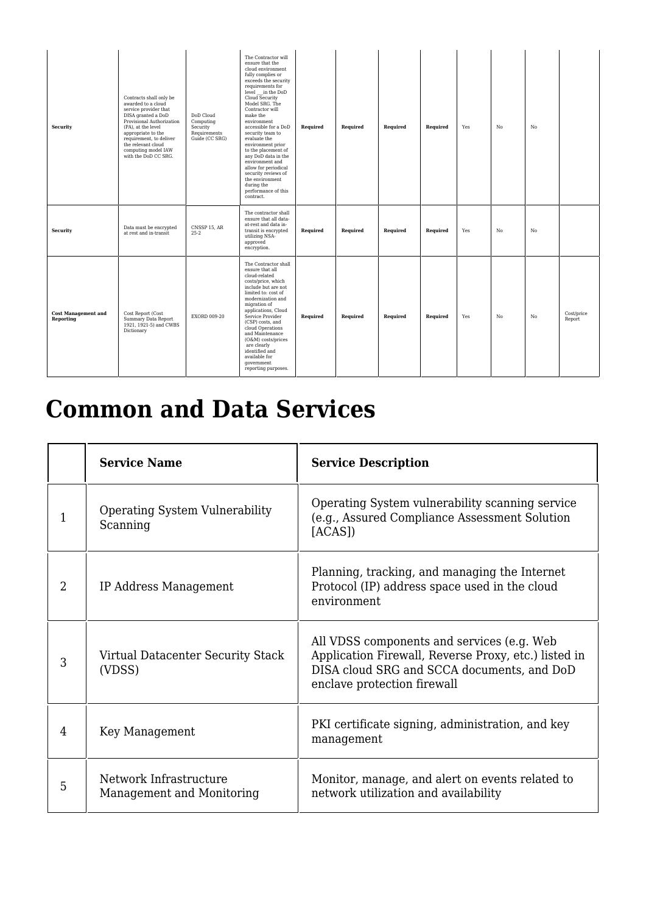| | | | | | | | | | | | |
|---|---|---|---|---|---|---|---|---|---|---|---|
| **Security** | Contracts shall only be awarded to a cloud service provider that DISA granted a DoD Provisional Authorization (PA), at the level appropriate to the requirement, to deliver the relevant cloud computing model IAW with the DoD CC SRG. | DoD Cloud Computing Security Requirements Guide (CC SRG) | The Contractor will ensure that the cloud environment fully complies or exceeds the security requirements for level __ in the DoD Cloud Security Model SRG. The Contractor will make the environment accessible for a DoD security team to evaluate the environment prior to the placement of any DoD data in the environment and allow for periodical security reviews of the environment during the performance of this contract. | **Required** | **Required** | **Required** | **Required** | Yes | No | No | |
| **Security** | Data must be encrypted at rest and in-transit | CNSSP 15, AR 25-2 | The contractor shall ensure that all data-at-rest and data in-transit is encrypted utilizing NSA-approved encryption. | **Required** | **Required** | **Required** | **Required** | Yes | No | No | |
| **Cost Management and Reporting** | Cost Report (Cost Summary Data Report 1921, 1921-5) and CWBS Dictionary | EXORD 009-20 | The Contractor shall ensure that all cloud-related costs/price, which include but are not limited to: cost of modernization and migration of applications, Cloud Service Provider (CSP) costs, and cloud Operations and Maintenance (O&M) costs/prices are clearly identified and available for government reporting purposes. | **Required** | **Required** | **Required** | **Required** | Yes | No | No | Cost/price Report |

# Common and Data Services

| | Service Name | Service Description |
|---|---|---|
| 1 | Operating System Vulnerability Scanning | Operating System vulnerability scanning service (e.g., Assured Compliance Assessment Solution [ACAS]) |
| 2 | IP Address Management | Planning, tracking, and managing the Internet Protocol (IP) address space used in the cloud environment |
| 3 | Virtual Datacenter Security Stack (VDSS) | All VDSS components and services (e.g. Web Application Firewall, Reverse Proxy, etc.) listed in DISA cloud SRG and SCCA documents, and DoD enclave protection firewall |
| 4 | Key Management | PKI certificate signing, administration, and key management |
| 5 | Network Infrastructure Management and Monitoring | Monitor, manage, and alert on events related to network utilization and availability |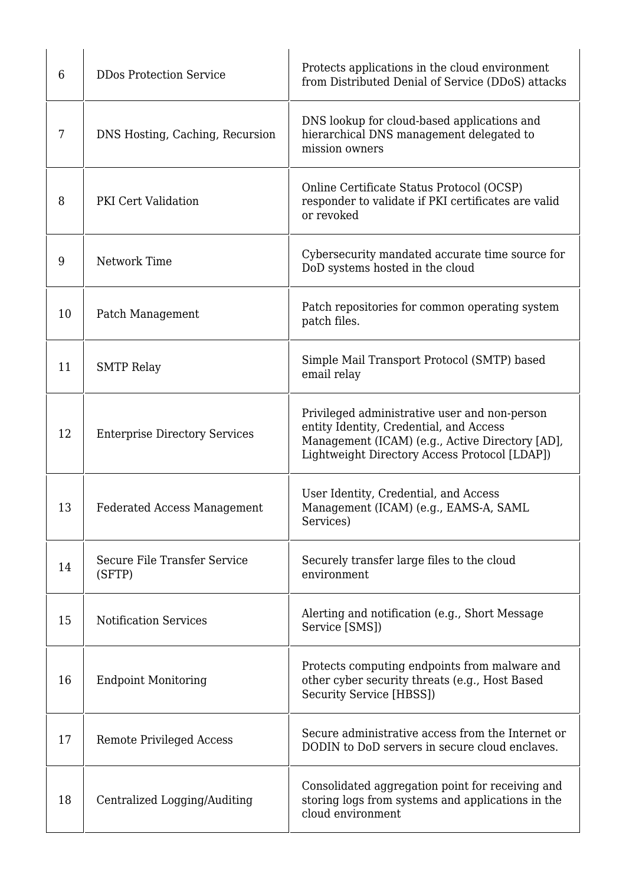| | | |
|---|---|---|
| 6 | DDos Protection Service | Protects applications in the cloud environment from Distributed Denial of Service (DDoS) attacks |
| 7 | DNS Hosting, Caching, Recursion | DNS lookup for cloud-based applications and hierarchical DNS management delegated to mission owners |
| 8 | PKI Cert Validation | Online Certificate Status Protocol (OCSP) responder to validate if PKI certificates are valid or revoked |
| 9 | Network Time | Cybersecurity mandated accurate time source for DoD systems hosted in the cloud |
| 10 | Patch Management | Patch repositories for common operating system patch files. |
| 11 | SMTP Relay | Simple Mail Transport Protocol (SMTP) based email relay |
| 12 | Enterprise Directory Services | Privileged administrative user and non-person entity Identity, Credential, and Access Management (ICAM) (e.g., Active Directory [AD], Lightweight Directory Access Protocol [LDAP]) |
| 13 | Federated Access Management | User Identity, Credential, and Access Management (ICAM) (e.g., EAMS-A, SAML Services) |
| 14 | Secure File Transfer Service (SFTP) | Securely transfer large files to the cloud environment |
| 15 | Notification Services | Alerting and notification (e.g., Short Message Service [SMS]) |
| 16 | Endpoint Monitoring | Protects computing endpoints from malware and other cyber security threats (e.g., Host Based Security Service [HBSS]) |
| 17 | Remote Privileged Access | Secure administrative access from the Internet or DODIN to DoD servers in secure cloud enclaves. |
| 18 | Centralized Logging/Auditing | Consolidated aggregation point for receiving and storing logs from systems and applications in the cloud environment |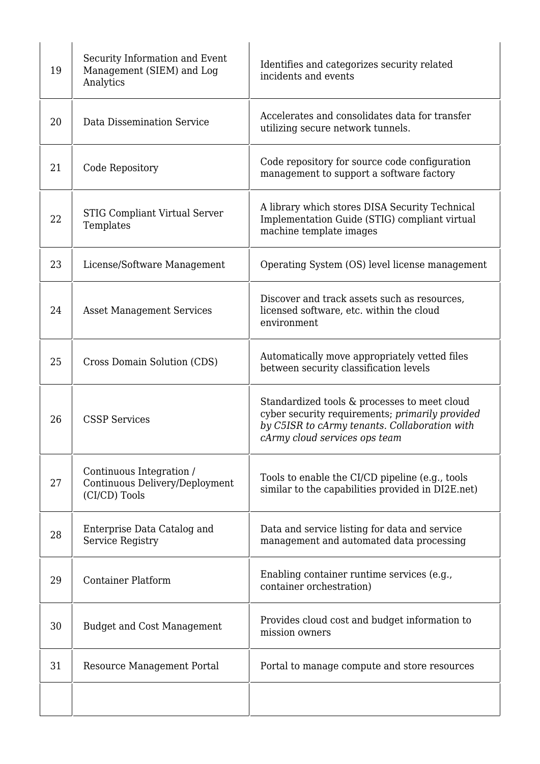| | | |
|---|---|---|
| 19 | Security Information and Event Management (SIEM) and Log Analytics | Identifies and categorizes security related incidents and events |
| 20 | Data Dissemination Service | Accelerates and consolidates data for transfer utilizing secure network tunnels. |
| 21 | Code Repository | Code repository for source code configuration management to support a software factory |
| 22 | STIG Compliant Virtual Server Templates | A library which stores DISA Security Technical Implementation Guide (STIG) compliant virtual machine template images |
| 23 | License/Software Management | Operating System (OS) level license management |
| 24 | Asset Management Services | Discover and track assets such as resources, licensed software, etc. within the cloud environment |
| 25 | Cross Domain Solution (CDS) | Automatically move appropriately vetted files between security classification levels |
| 26 | CSSP Services | Standardized tools & processes to meet cloud cyber security requirements; *primarily provided by C5ISR to cArmy tenants. Collaboration with cArmy cloud services ops team* |
| 27 | Continuous Integration / Continuous Delivery/Deployment (CI/CD) Tools | Tools to enable the CI/CD pipeline (e.g., tools similar to the capabilities provided in DI2E.net) |
| 28 | Enterprise Data Catalog and Service Registry | Data and service listing for data and service management and automated data processing |
| 29 | Container Platform | Enabling container runtime services (e.g., container orchestration) |
| 30 | Budget and Cost Management | Provides cloud cost and budget information to mission owners |
| 31 | Resource Management Portal | Portal to manage compute and store resources |
| | | |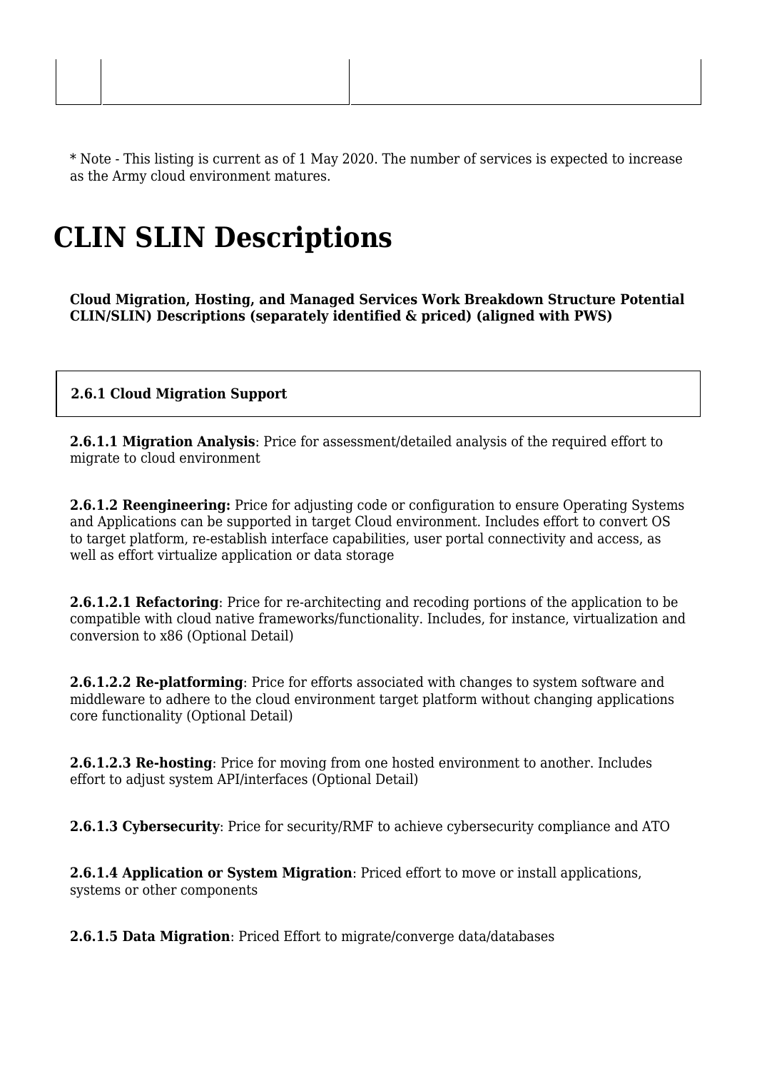| | | |
|---|---|---|
| | | |

* Note - This listing is current as of 1 May 2020. The number of services is expected to increase as the Army cloud environment matures.

# CLIN SLIN Descriptions

**Cloud Migration, Hosting, and Managed Services Work Breakdown Structure Potential CLIN/SLIN) Descriptions (separately identified & priced) (aligned with PWS)**

| **2.6.1 Cloud Migration Support** |
|---|

**2.6.1.1 Migration Analysis**: Price for assessment/detailed analysis of the required effort to migrate to cloud environment

**2.6.1.2 Reengineering:** Price for adjusting code or configuration to ensure Operating Systems and Applications can be supported in target Cloud environment. Includes effort to convert OS to target platform, re-establish interface capabilities, user portal connectivity and access, as well as effort virtualize application or data storage

**2.6.1.2.1 Refactoring**: Price for re-architecting and recoding portions of the application to be compatible with cloud native frameworks/functionality. Includes, for instance, virtualization and conversion to x86 (Optional Detail)

**2.6.1.2.2 Re-platforming**: Price for efforts associated with changes to system software and middleware to adhere to the cloud environment target platform without changing applications core functionality (Optional Detail)

**2.6.1.2.3 Re-hosting**: Price for moving from one hosted environment to another. Includes effort to adjust system API/interfaces (Optional Detail)

**2.6.1.3 Cybersecurity**: Price for security/RMF to achieve cybersecurity compliance and ATO

**2.6.1.4 Application or System Migration**: Priced effort to move or install applications, systems or other components

**2.6.1.5 Data Migration**: Priced Effort to migrate/converge data/databases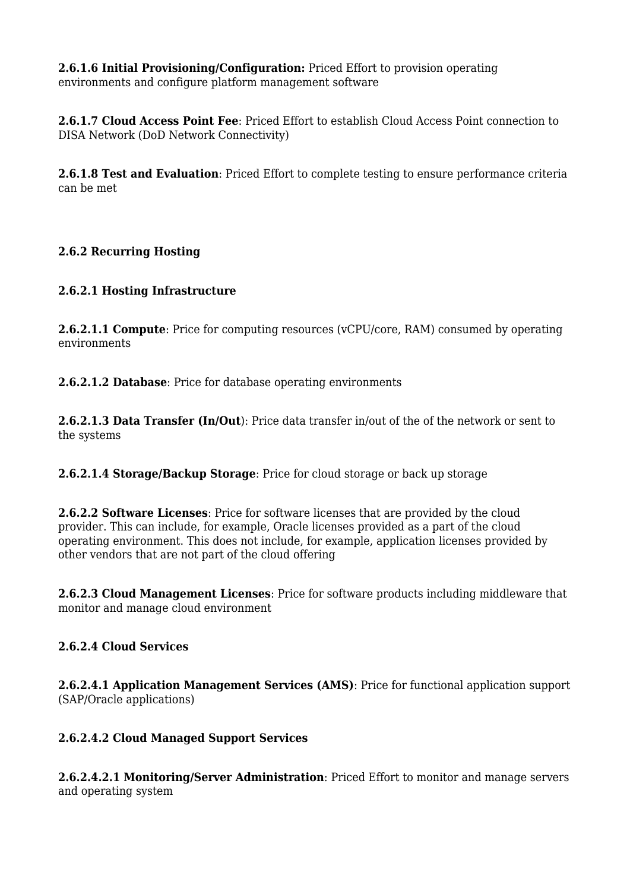**2.6.1.6 Initial Provisioning/Configuration:** Priced Effort to provision operating environments and configure platform management software

**2.6.1.7 Cloud Access Point Fee**: Priced Effort to establish Cloud Access Point connection to DISA Network (DoD Network Connectivity)

**2.6.1.8 Test and Evaluation**: Priced Effort to complete testing to ensure performance criteria can be met

**2.6.2 Recurring Hosting**

**2.6.2.1 Hosting Infrastructure**

**2.6.2.1.1 Compute**: Price for computing resources (vCPU/core, RAM) consumed by operating environments

**2.6.2.1.2 Database**: Price for database operating environments

**2.6.2.1.3 Data Transfer (In/Out**): Price data transfer in/out of the of the network or sent to the systems

**2.6.2.1.4 Storage/Backup Storage**: Price for cloud storage or back up storage

**2.6.2.2 Software Licenses**: Price for software licenses that are provided by the cloud provider. This can include, for example, Oracle licenses provided as a part of the cloud operating environment. This does not include, for example, application licenses provided by other vendors that are not part of the cloud offering

**2.6.2.3 Cloud Management Licenses**: Price for software products including middleware that monitor and manage cloud environment

**2.6.2.4 Cloud Services**

**2.6.2.4.1 Application Management Services (AMS)**: Price for functional application support (SAP/Oracle applications)

**2.6.2.4.2 Cloud Managed Support Services**

**2.6.2.4.2.1 Monitoring/Server Administration**: Priced Effort to monitor and manage servers and operating system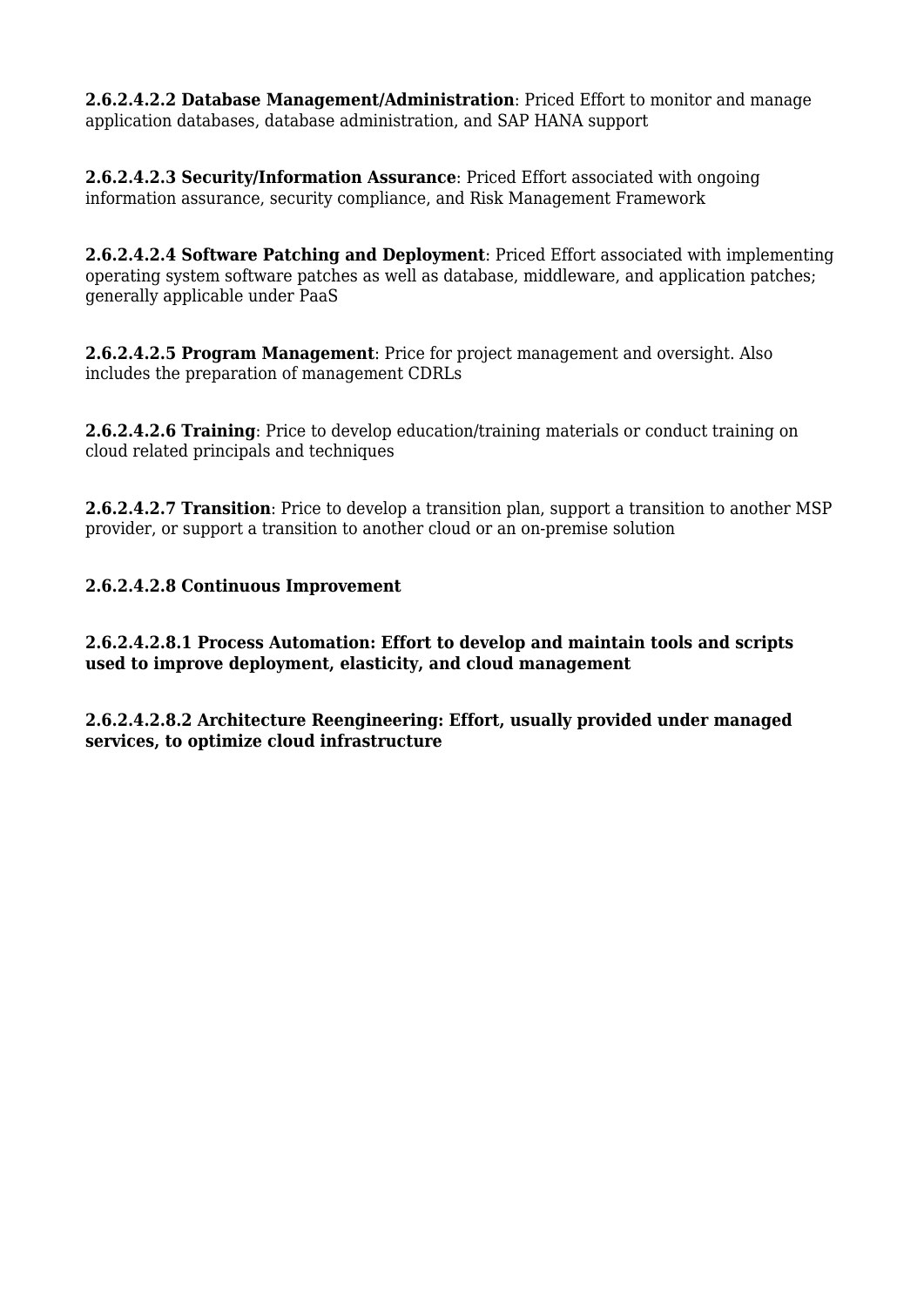**2.6.2.4.2.2 Database Management/Administration**: Priced Effort to monitor and manage application databases, database administration, and SAP HANA support

**2.6.2.4.2.3 Security/Information Assurance**: Priced Effort associated with ongoing information assurance, security compliance, and Risk Management Framework

**2.6.2.4.2.4 Software Patching and Deployment**: Priced Effort associated with implementing operating system software patches as well as database, middleware, and application patches; generally applicable under PaaS

**2.6.2.4.2.5 Program Management**: Price for project management and oversight. Also includes the preparation of management CDRLs

**2.6.2.4.2.6 Training**: Price to develop education/training materials or conduct training on cloud related principals and techniques

**2.6.2.4.2.7 Transition**: Price to develop a transition plan, support a transition to another MSP provider, or support a transition to another cloud or an on-premise solution

**2.6.2.4.2.8 Continuous Improvement**

**2.6.2.4.2.8.1 Process Automation: Effort to develop and maintain tools and scripts used to improve deployment, elasticity, and cloud management**

**2.6.2.4.2.8.2 Architecture Reengineering: Effort, usually provided under managed services, to optimize cloud infrastructure**